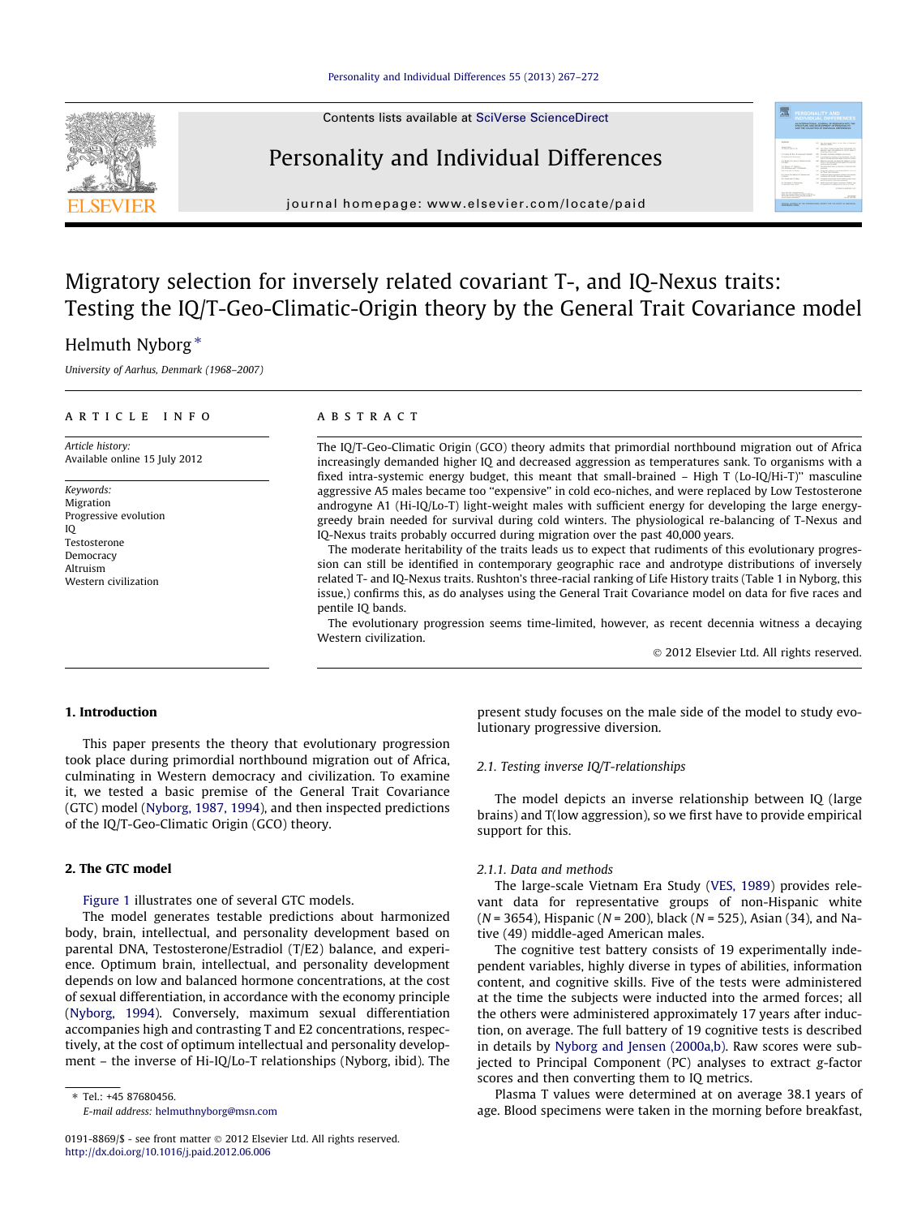# Migratory selection for inversely related covariant T-, and IQ-Nexus traits: Testing the IQ/T-Geo-Climatic-Origin theory by the General Trait Covariance model

Helmuth Nyborg *

University of Aarhus, Denmark (1968–2007)

## ARTICLE INFO

*Article history:*
Available online 15 July 2012

*Keywords:*
Migration
Progressive evolution
IQ
Testosterone
Democracy
Altruism
Western civilization

## ABSTRACT

The IQ/T-Geo-Climatic Origin (GCO) theory admits that primordial northbound migration out of Africa increasingly demanded higher IQ and decreased aggression as temperatures sank. To organisms with a fixed intra-systemic energy budget, this meant that small-brained – High T (Lo-IQ/Hi-T)" masculine aggressive A5 males became too "expensive" in cold eco-niches, and were replaced by Low Testosterone androgyne A1 (Hi-IQ/Lo-T) light-weight males with sufficient energy for developing the large energy-greedy brain needed for survival during cold winters. The physiological re-balancing of T-Nexus and IQ-Nexus traits probably occurred during migration over the past 40,000 years.

The moderate heritability of the traits leads us to expect that rudiments of this evolutionary progression can still be identified in contemporary geographic race and androtype distributions of inversely related T- and IQ-Nexus traits. Rushton's three-racial ranking of Life History traits (Table 1 in Nyborg, this issue,) confirms this, as do analyses using the General Trait Covariance model on data for five races and pentile IQ bands.

The evolutionary progression seems time-limited, however, as recent decennia witness a decaying Western civilization.

© 2012 Elsevier Ltd. All rights reserved.

## 1. Introduction

This paper presents the theory that evolutionary progression took place during primordial northbound migration out of Africa, culminating in Western democracy and civilization. To examine it, we tested a basic premise of the General Trait Covariance (GTC) model (Nyborg, 1987, 1994), and then inspected predictions of the IQ/T-Geo-Climatic Origin (GCO) theory.

## 2. The GTC model

Figure 1 illustrates one of several GTC models.

The model generates testable predictions about harmonized body, brain, intellectual, and personality development based on parental DNA, Testosterone/Estradiol (T/E2) balance, and experience. Optimum brain, intellectual, and personality development depends on low and balanced hormone concentrations, at the cost of sexual differentiation, in accordance with the economy principle (Nyborg, 1994). Conversely, maximum sexual differentiation accompanies high and contrasting T and E2 concentrations, respectively, at the cost of optimum intellectual and personality development – the inverse of Hi-IQ/Lo-T relationships (Nyborg, ibid). The present study focuses on the male side of the model to study evolutionary progressive diversion.

### 2.1. Testing inverse IQ/T-relationships

The model depicts an inverse relationship between IQ (large brains) and T(low aggression), so we first have to provide empirical support for this.

#### 2.1.1. Data and methods

The large-scale Vietnam Era Study (VES, 1989) provides relevant data for representative groups of non-Hispanic white (N = 3654), Hispanic (N = 200), black (N = 525), Asian (34), and Native (49) middle-aged American males.

The cognitive test battery consists of 19 experimentally independent variables, highly diverse in types of abilities, information content, and cognitive skills. Five of the tests were administered at the time the subjects were inducted into the armed forces; all the others were administered approximately 17 years after induction, on average. The full battery of 19 cognitive tests is described in details by Nyborg and Jensen (2000a,b). Raw scores were subjected to Principal Component (PC) analyses to extract *g*-factor scores and then converting them to IQ metrics.

Plasma T values were determined at on average 38.1 years of age. Blood specimens were taken in the morning before breakfast,

---

* Tel.: +45 87680456.
E-mail address: helmuthnyborg@msn.com

0191-8869/$ - see front matter © 2012 Elsevier Ltd. All rights reserved.
http://dx.doi.org/10.1016/j.paid.2012.06.006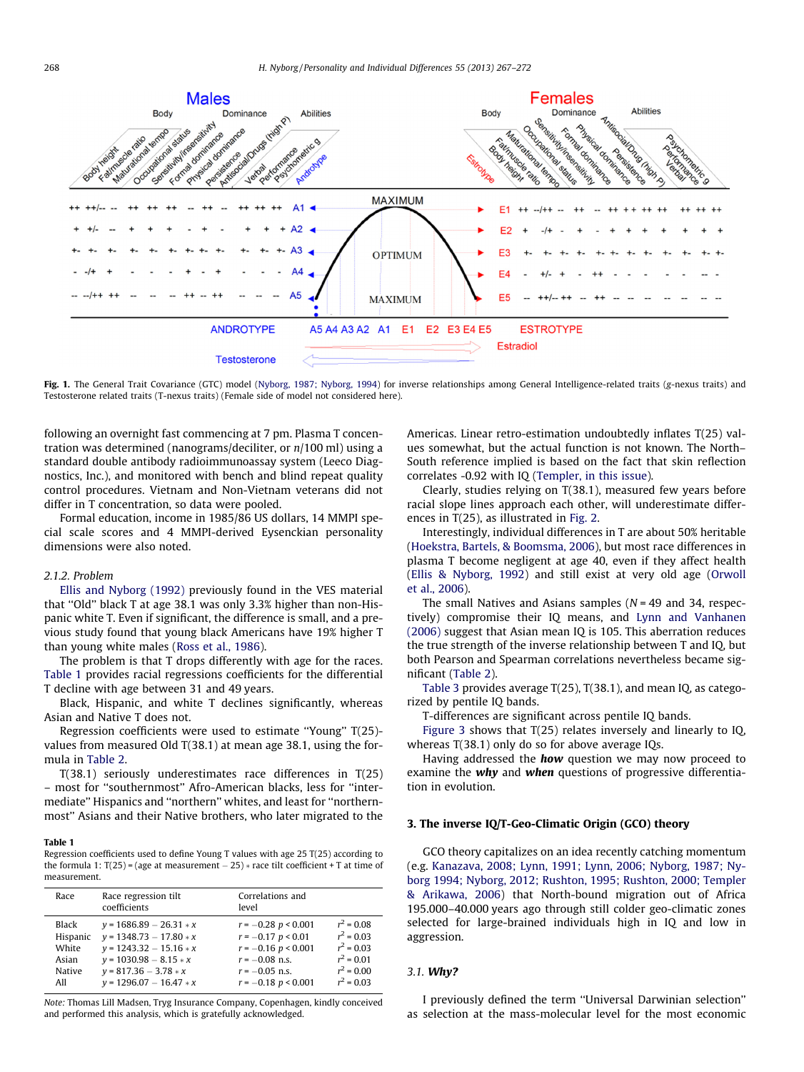Fig. 1. The General Trait Covariance (GTC) model (Nyborg, 1987; Nyborg, 1994) for inverse relationships among General Intelligence-related traits (g-nexus traits) and Testosterone related traits (T-nexus traits) (Female side of model not considered here).

following an overnight fast commencing at 7 pm. Plasma T concentration was determined (nanograms/deciliter, or n/100 ml) using a standard double antibody radioimmunoassay system (Leeco Diagnostics, Inc.), and monitored with bench and blind repeat quality control procedures. Vietnam and Non-Vietnam veterans did not differ in T concentration, so data were pooled.

Formal education, income in 1985/86 US dollars, 14 MMPI special scale scores and 4 MMPI-derived Eysenckian personality dimensions were also noted.

### 2.1.2. Problem

Ellis and Nyborg (1992) previously found in the VES material that "Old" black T at age 38.1 was only 3.3% higher than non-Hispanic white T. Even if significant, the difference is small, and a previous study found that young black Americans have 19% higher T than young white males (Ross et al., 1986).

The problem is that T drops differently with age for the races. Table 1 provides racial regressions coefficients for the differential T decline with age between 31 and 49 years.

Black, Hispanic, and white T declines significantly, whereas Asian and Native T does not.

Regression coefficients were used to estimate "Young" T(25)-values from measured Old T(38.1) at mean age 38.1, using the formula in Table 2.

T(38.1) seriously underestimates race differences in T(25) – most for "southernmost" Afro-American blacks, less for "intermediate" Hispanics and "northern" whites, and least for "northernmost" Asians and their Native brothers, who later migrated to the Americas. Linear retro-estimation undoubtedly inflates T(25) values somewhat, but the actual function is not known. The North–South reference implied is based on the fact that skin reflection correlates -0.92 with IQ (Templer, in this issue).

Clearly, studies relying on T(38.1), measured few years before racial slope lines approach each other, will underestimate differences in T(25), as illustrated in Fig. 2.

Interestingly, individual differences in T are about 50% heritable (Hoekstra, Bartels, & Boomsma, 2006), but most race differences in plasma T become negligent at age 40, even if they affect health (Ellis & Nyborg, 1992) and still exist at very old age (Orwoll et al., 2006).

The small Natives and Asians samples ($N = 49$ and 34, respectively) compromise their IQ means, and Lynn and Vanhanen (2006) suggest that Asian mean IQ is 105. This aberration reduces the true strength of the inverse relationship between T and IQ, but both Pearson and Spearman correlations nevertheless became significant (Table 2).

Table 3 provides average T(25), T(38.1), and mean IQ, as categorized by pentile IQ bands.

T-differences are significant across pentile IQ bands.

Figure 3 shows that T(25) relates inversely and linearly to IQ, whereas T(38.1) only do so for above average IQs.

Having addressed the ***how*** question we may now proceed to examine the ***why*** and ***when*** questions of progressive differentiation in evolution.

**Table 1**
Regression coefficients used to define Young T values with age 25 T(25) according to the formula 1: T(25) = (age at measurement – 25) * race tilt coefficient + T at time of measurement.

| Race | Race regression tilt coefficients | Correlations and level | |
|---|---|---|---|
| Black | $y = 1686.89 - 26.31 * x$ | $r = -0.28$ $p < 0.001$ | $r^2 = 0.08$ |
| Hispanic | $y = 1348.73 - 17.80 * x$ | $r = -0.17$ $p < 0.01$ | $r^2 = 0.03$ |
| White | $y = 1243.32 - 15.16 * x$ | $r = -0.16$ $p < 0.001$ | $r^2 = 0.03$ |
| Asian | $y = 1030.98 - 8.15 * x$ | $r = -0.08$ n.s. | $r^2 = 0.01$ |
| Native | $y = 817.36 - 3.78 * x$ | $r = -0.05$ n.s. | $r^2 = 0.00$ |
| All | $y = 1296.07 - 16.47 * x$ | $r = -0.18$ $p < 0.001$ | $r^2 = 0.03$ |

*Note:* Thomas Lill Madsen, Tryg Insurance Company, Copenhagen, kindly conceived and performed this analysis, which is gratefully acknowledged.

## 3. The inverse IQ/T-Geo-Climatic Origin (GCO) theory

GCO theory capitalizes on an idea recently catching momentum (e.g. Kanazava, 2008; Lynn, 1991; Lynn, 2006; Nyborg, 1987; Nyborg 1994; Nyborg, 2012; Rushton, 1995; Rushton, 2000; Templer & Arikawa, 2006) that North-bound migration out of Africa 195.000–40.000 years ago through still colder geo-climatic zones selected for large-brained individuals high in IQ and low in aggression.

### 3.1. Why?

I previously defined the term "Universal Darwinian selection" as selection at the mass-molecular level for the most economic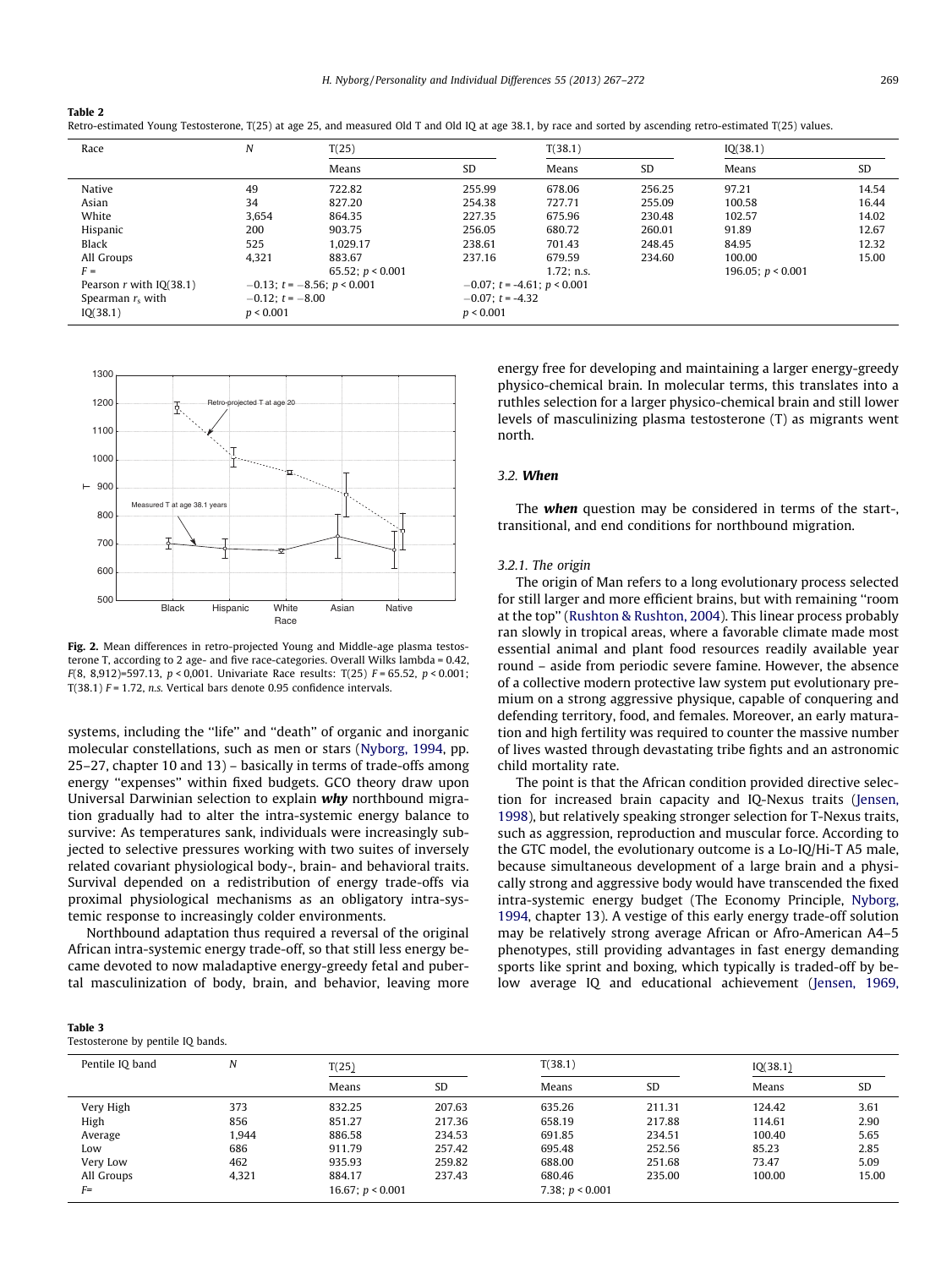**Table 2**
Retro-estimated Young Testosterone, T(25) at age 25, and measured Old T and Old IQ at age 38.1, by race and sorted by ascending retro-estimated T(25) values.

| Race | N | T(25) | | T(38.1) | | IQ(38.1) | |
|---|---|---|---|---|---|---|---|
| | | Means | SD | Means | SD | Means | SD |
| Native | 49 | 722.82 | 255.99 | 678.06 | 256.25 | 97.21 | 14.54 |
| Asian | 34 | 827.20 | 254.38 | 727.71 | 255.09 | 100.58 | 16.44 |
| White | 3,654 | 864.35 | 227.35 | 675.96 | 230.48 | 102.57 | 14.02 |
| Hispanic | 200 | 903.75 | 256.05 | 680.72 | 260.01 | 91.89 | 12.67 |
| Black | 525 | 1,029.17 | 238.61 | 701.43 | 248.45 | 84.95 | 12.32 |
| All Groups | 4,321 | 883.67 | 237.16 | 679.59 | 234.60 | 100.00 | 15.00 |
| $F$ = | | 65.52; $p < 0.001$ | | 1.72; n.s. | | 196.05; $p < 0.001$ | |
| Pearson $r$ with IQ(38.1) | | −0.13; $t = -8.56$; $p < 0.001$ | | −0.07; $t = -4.61$; $p < 0.001$ | | | |
| Spearman $r_s$ with IQ(38.1) | | −0.12; $t = -8.00$ $p < 0.001$ | | −0.07; $t = -4.32$ $p < 0.001$ | | | |

1300
1200
1100
1000
900
800
700
600
500
T
Retro-projected T at age 20
Measured T at age 38.1 years
Black
Hispanic
White
Asian
Native
Race

**Fig. 2.** Mean differences in retro-projected Young and Middle-age plasma testosterone T, according to 2 age- and five race-categories. Overall Wilks lambda = 0.42, $F(8, 8{,}912)=597.13$, $p < 0{,}001$. Univariate Race results: T(25) $F = 65.52$, $p < 0.001$; T(38.1) $F = 1.72$, n.s. Vertical bars denote 0.95 confidence intervals.

systems, including the "life" and "death" of organic and inorganic molecular constellations, such as men or stars (Nyborg, 1994, pp. 25–27, chapter 10 and 13) – basically in terms of trade-offs among energy "expenses" within fixed budgets. GCO theory draw upon Universal Darwinian selection to explain ***why*** northbound migration gradually had to alter the intra-systemic energy balance to survive: As temperatures sank, individuals were increasingly subjected to selective pressures working with two suites of inversely related covariant physiological body-, brain- and behavioral traits. Survival depended on a redistribution of energy trade-offs via proximal physiological mechanisms as an obligatory intra-systemic response to increasingly colder environments.

Northbound adaptation thus required a reversal of the original African intra-systemic energy trade-off, so that still less energy became devoted to now maladaptive energy-greedy fetal and pubertal masculinization of body, brain, and behavior, leaving more energy free for developing and maintaining a larger energy-greedy physico-chemical brain. In molecular terms, this translates into a ruthles selection for a larger physico-chemical brain and still lower levels of masculinizing plasma testosterone (T) as migrants went north.

### 3.2. When

The ***when*** question may be considered in terms of the start-, transitional, and end conditions for northbound migration.

#### 3.2.1. The origin

The origin of Man refers to a long evolutionary process selected for still larger and more efficient brains, but with remaining "room at the top" (Rushton & Rushton, 2004). This linear process probably ran slowly in tropical areas, where a favorable climate made most essential animal and plant food resources readily available year round – aside from periodic severe famine. However, the absence of a collective modern protective law system put evolutionary premium on a strong aggressive physique, capable of conquering and defending territory, food, and females. Moreover, an early maturation and high fertility was required to counter the massive number of lives wasted through devastating tribe fights and an astronomic child mortality rate.

The point is that the African condition provided directive selection for increased brain capacity and IQ-Nexus traits (Jensen, 1998), but relatively speaking stronger selection for T-Nexus traits, such as aggression, reproduction and muscular force. According to the GTC model, the evolutionary outcome is a Lo-IQ/Hi-T A5 male, because simultaneous development of a large brain and a physically strong and aggressive body would have transcended the fixed intra-systemic energy budget (The Economy Principle, Nyborg, 1994, chapter 13). A vestige of this early energy trade-off solution may be relatively strong average African or Afro-American A4–5 phenotypes, still providing advantages in fast energy demanding sports like sprint and boxing, which typically is traded-off by below average IQ and educational achievement (Jensen, 1969,

**Table 3**
Testosterone by pentile IQ bands.

| Pentile IQ band | N | T(25) | | T(38.1) | | IQ(38.1) | |
|---|---|---|---|---|---|---|---|
| | | Means | SD | Means | SD | Means | SD |
| Very High | 373 | 832.25 | 207.63 | 635.26 | 211.31 | 124.42 | 3.61 |
| High | 856 | 851.27 | 217.36 | 658.19 | 217.88 | 114.61 | 2.90 |
| Average | 1,944 | 886.58 | 234.53 | 691.85 | 234.51 | 100.40 | 5.65 |
| Low | 686 | 911.79 | 257.42 | 695.48 | 252.56 | 85.23 | 2.85 |
| Very Low | 462 | 935.93 | 259.82 | 688.00 | 251.68 | 73.47 | 5.09 |
| All Groups | 4,321 | 884.17 | 237.43 | 680.46 | 235.00 | 100.00 | 15.00 |
| $F$= | | 16.67; $p < 0.001$ | | 7.38; $p < 0.001$ | | | |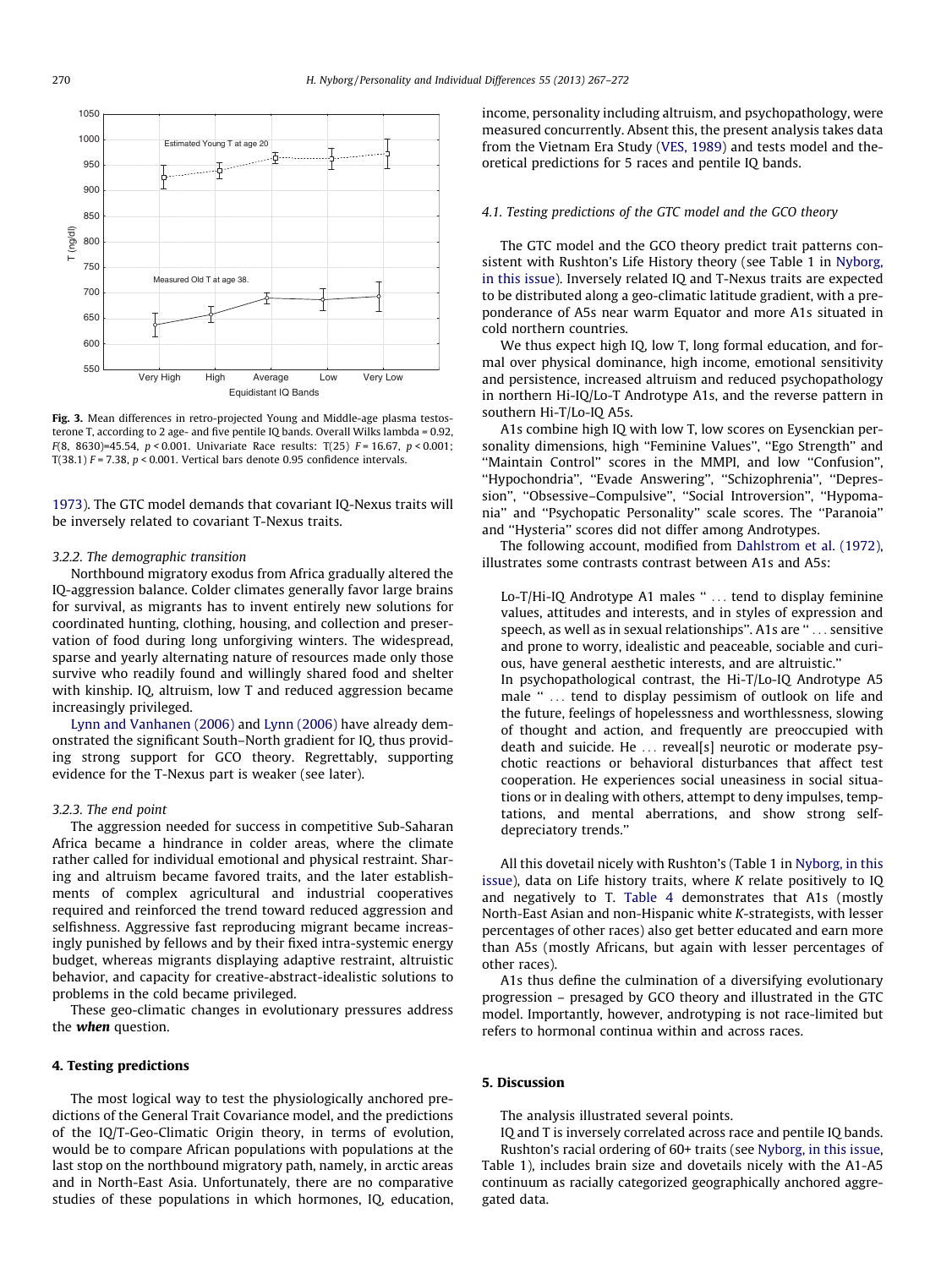1050
1000
950
900
850
800
750
700
650
600
550

T (ng/dl)

Estimated Young T at age 20

Measured Old T at age 38.

Very High
High
Average
Low
Very Low

Equidistant IQ Bands

**Fig. 3.** Mean differences in retro-projected Young and Middle-age plasma testosterone T, according to 2 age- and five pentile IQ bands. Overall Wilks lambda = 0.92, $F(8, 8630)=45.54$, $p < 0.001$. Univariate Race results: T(25) $F = 16.67$, $p < 0.001$; T(38.1) $F = 7.38$, $p < 0.001$. Vertical bars denote 0.95 confidence intervals.

1973). The GTC model demands that covariant IQ-Nexus traits will be inversely related to covariant T-Nexus traits.

### 3.2.2. The demographic transition

Northbound migratory exodus from Africa gradually altered the IQ-aggression balance. Colder climates generally favor large brains for survival, as migrants has to invent entirely new solutions for coordinated hunting, clothing, housing, and collection and preservation of food during long unforgiving winters. The widespread, sparse and yearly alternating nature of resources made only those survive who readily found and willingly shared food and shelter with kinship. IQ, altruism, low T and reduced aggression became increasingly privileged.

Lynn and Vanhanen (2006) and Lynn (2006) have already demonstrated the significant South–North gradient for IQ, thus providing strong support for GCO theory. Regrettably, supporting evidence for the T-Nexus part is weaker (see later).

### 3.2.3. The end point

The aggression needed for success in competitive Sub-Saharan Africa became a hindrance in colder areas, where the climate rather called for individual emotional and physical restraint. Sharing and altruism became favored traits, and the later establishments of complex agricultural and industrial cooperatives required and reinforced the trend toward reduced aggression and selfishness. Aggressive fast reproducing migrant became increasingly punished by fellows and by their fixed intra-systemic energy budget, whereas migrants displaying adaptive restraint, altruistic behavior, and capacity for creative-abstract-idealistic solutions to problems in the cold became privileged.

These geo-climatic changes in evolutionary pressures address the ***when*** question.

## 4. Testing predictions

The most logical way to test the physiologically anchored predictions of the General Trait Covariance model, and the predictions of the IQ/T-Geo-Climatic Origin theory, in terms of evolution, would be to compare African populations with populations at the last stop on the northbound migratory path, namely, in arctic areas and in North-East Asia. Unfortunately, there are no comparative studies of these populations in which hormones, IQ, education, income, personality including altruism, and psychopathology, were measured concurrently. Absent this, the present analysis takes data from the Vietnam Era Study (VES, 1989) and tests model and theoretical predictions for 5 races and pentile IQ bands.

### 4.1. Testing predictions of the GTC model and the GCO theory

The GTC model and the GCO theory predict trait patterns consistent with Rushton's Life History theory (see Table 1 in Nyborg, in this issue). Inversely related IQ and T-Nexus traits are expected to be distributed along a geo-climatic latitude gradient, with a preponderance of A5s near warm Equator and more A1s situated in cold northern countries.

We thus expect high IQ, low T, long formal education, and formal over physical dominance, high income, emotional sensitivity and persistence, increased altruism and reduced psychopathology in northern Hi-IQ/Lo-T Androtype A1s, and the reverse pattern in southern Hi-T/Lo-IQ A5s.

A1s combine high IQ with low T, low scores on Eysenckian personality dimensions, high "Feminine Values", "Ego Strength" and "Maintain Control" scores in the MMPI, and low "Confusion", "Hypochondria", "Evade Answering", "Schizophrenia", "Depression", "Obsessive–Compulsive", "Social Introversion", "Hypomania" and "Psychopatic Personality" scale scores. The "Paranoia" and "Hysteria" scores did not differ among Androtypes.

The following account, modified from Dahlstrom et al. (1972), illustrates some contrasts contrast between A1s and A5s:

> Lo-T/Hi-IQ Androtype A1 males " ... tend to display feminine values, attitudes and interests, and in styles of expression and speech, as well as in sexual relationships". A1s are " ... sensitive and prone to worry, idealistic and peaceable, sociable and curious, have general aesthetic interests, and are altruistic."
>
> In psychopathological contrast, the Hi-T/Lo-IQ Androtype A5 male " ... tend to display pessimism of outlook on life and the future, feelings of hopelessness and worthlessness, slowing of thought and action, and frequently are preoccupied with death and suicide. He ... reveal[s] neurotic or moderate psychotic reactions or behavioral disturbances that affect test cooperation. He experiences social uneasiness in social situations or in dealing with others, attempt to deny impulses, temptations, and mental aberrations, and show strong self-depreciatory trends."

All this dovetail nicely with Rushton's (Table 1 in Nyborg, in this issue), data on Life history traits, where *K* relate positively to IQ and negatively to T. Table 4 demonstrates that A1s (mostly North-East Asian and non-Hispanic white *K*-strategists, with lesser percentages of other races) also get better educated and earn more than A5s (mostly Africans, but again with lesser percentages of other races).

A1s thus define the culmination of a diversifying evolutionary progression – presaged by GCO theory and illustrated in the GTC model. Importantly, however, androtyping is not race-limited but refers to hormonal continua within and across races.

## 5. Discussion

The analysis illustrated several points.

IQ and T is inversely correlated across race and pentile IQ bands.

Rushton's racial ordering of 60+ traits (see Nyborg, in this issue, Table 1), includes brain size and dovetails nicely with the A1-A5 continuum as racially categorized geographically anchored aggregated data.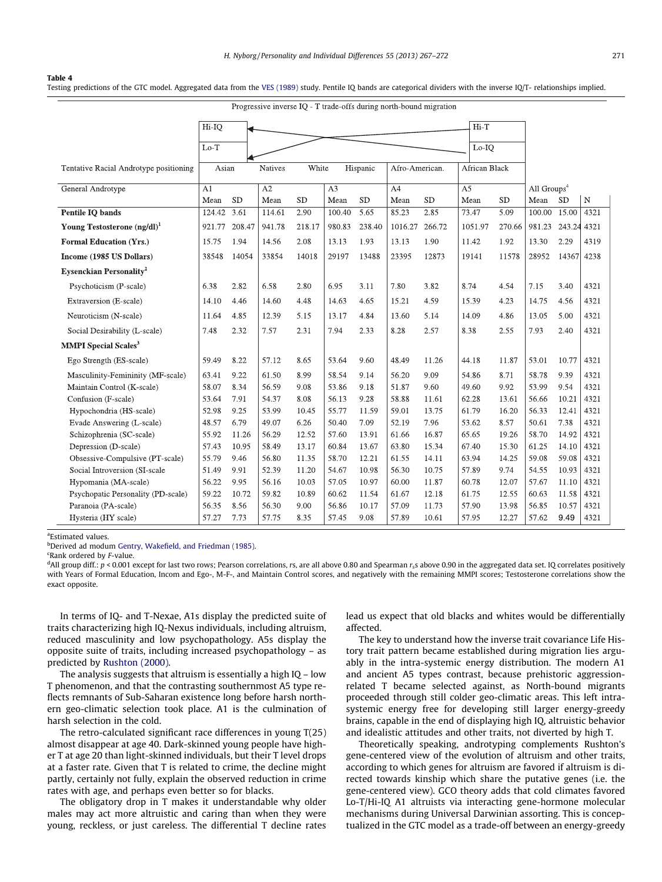**Table 4**
Testing predictions of the GTC model. Aggregated data from the VES (1989) study. Pentile IQ bands are categorical dividers with the inverse IQ/T- relationships implied.

Progressive inverse IQ - T trade-offs during north-bound migration

| | Hi-IQ / Lo-T | | | | | | | | Hi-T / Lo-IQ | | | | |
|---|---|---|---|---|---|---|---|---|---|---|---|---|---|
| Tentative Racial Androtype positioning | Asian | | Natives | | White | Hispanic | Afro-American. | | African Black | | | | |
| General Androtype | A1 | | A2 | | A3 | | A4 | | A5 | | All Groups[d] | | |
| | Mean | SD | Mean | SD | Mean | SD | Mean | SD | Mean | SD | Mean | SD | N |
| **Pentile IQ bands** | 124.42 | 3.61 | 114.61 | 2.90 | 100.40 | 5.65 | 85.23 | 2.85 | 73.47 | 5.09 | 100.00 | 15.00 | 4321 |
| **Young Testosterone (ng/dl)**[1] | 921.77 | 208.47 | 941.78 | 218.17 | 980.83 | 238.40 | 1016.27 | 266.72 | 1051.97 | 270.66 | 981.23 | 243.24 | 4321 |
| **Formal Education (Yrs.)** | 15.75 | 1.94 | 14.56 | 2.08 | 13.13 | 1.93 | 13.13 | 1.90 | 11.42 | 1.92 | 13.30 | 2.29 | 4319 |
| **Income (1985 US Dollars)** | 38548 | 14054 | 33854 | 14018 | 29197 | 13488 | 23395 | 12873 | 19141 | 11578 | 28952 | 14367 | 4238 |
| **Eysenckian Personality**[2] | | | | | | | | | | | | | |
| Psychoticism (P-scale) | 6.38 | 2.82 | 6.58 | 2.80 | 6.95 | 3.11 | 7.80 | 3.82 | 8.74 | 4.54 | 7.15 | 3.40 | 4321 |
| Extraversion (E-scale) | 14.10 | 4.46 | 14.60 | 4.48 | 14.63 | 4.65 | 15.21 | 4.59 | 15.39 | 4.23 | 14.75 | 4.56 | 4321 |
| Neuroticism (N-scale) | 11.64 | 4.85 | 12.39 | 5.15 | 13.17 | 4.84 | 13.60 | 5.14 | 14.09 | 4.86 | 13.05 | 5.00 | 4321 |
| Social Desirability (L-scale) | 7.48 | 2.32 | 7.57 | 2.31 | 7.94 | 2.33 | 8.28 | 2.57 | 8.38 | 2.55 | 7.93 | 2.40 | 4321 |
| **MMPI Special Scales**[3] | | | | | | | | | | | | | |
| Ego Strength (ES-scale) | 59.49 | 8.22 | 57.12 | 8.65 | 53.64 | 9.60 | 48.49 | 11.26 | 44.18 | 11.87 | 53.01 | 10.77 | 4321 |
| Masculinity-Femininity (MF-scale) | 63.41 | 9.22 | 61.50 | 8.99 | 58.54 | 9.14 | 56.20 | 9.09 | 54.86 | 8.71 | 58.78 | 9.39 | 4321 |
| Maintain Control (K-scale) | 58.07 | 8.34 | 56.59 | 9.08 | 53.86 | 9.18 | 51.87 | 9.60 | 49.60 | 9.92 | 53.99 | 9.54 | 4321 |
| Confusion (F-scale) | 53.64 | 7.91 | 54.37 | 8.08 | 56.13 | 9.28 | 58.88 | 11.61 | 62.28 | 13.61 | 56.66 | 10.21 | 4321 |
| Hypochondria (HS-scale) | 52.98 | 9.25 | 53.99 | 10.45 | 55.77 | 11.59 | 59.01 | 13.75 | 61.79 | 16.20 | 56.33 | 12.41 | 4321 |
| Evade Answering (L-scale) | 48.57 | 6.79 | 49.07 | 6.26 | 50.40 | 7.09 | 52.19 | 7.96 | 53.62 | 8.57 | 50.61 | 7.38 | 4321 |
| Schizophrenia (SC-scale) | 55.92 | 11.26 | 56.29 | 12.52 | 57.60 | 13.91 | 61.66 | 16.87 | 65.65 | 19.26 | 58.70 | 14.92 | 4321 |
| Depression (D-scale) | 57.43 | 10.95 | 58.49 | 13.17 | 60.84 | 13.67 | 63.80 | 15.34 | 67.40 | 15.30 | 61.25 | 14.10 | 4321 |
| Obsessive-Compulsive (PT-scale) | 55.79 | 9.46 | 56.80 | 11.35 | 58.70 | 12.21 | 61.55 | 14.11 | 63.94 | 14.25 | 59.08 | 59.08 | 4321 |
| Social Introversion (SI-scale | 51.49 | 9.91 | 52.39 | 11.20 | 54.67 | 10.98 | 56.30 | 10.75 | 57.89 | 9.74 | 54.55 | 10.93 | 4321 |
| Hypomania (MA-scale) | 56.22 | 9.95 | 56.16 | 10.03 | 57.05 | 10.97 | 60.00 | 11.87 | 60.78 | 12.07 | 57.67 | 11.10 | 4321 |
| Psychopatic Personality (PD-scale) | 59.22 | 10.72 | 59.82 | 10.89 | 60.62 | 11.54 | 61.67 | 12.18 | 61.75 | 12.55 | 60.63 | 11.58 | 4321 |
| Paranoia (PA-scale) | 56.35 | 8.56 | 56.30 | 9.00 | 56.86 | 10.17 | 57.09 | 11.73 | 57.90 | 13.98 | 56.85 | 10.57 | 4321 |
| Hysteria (HY scale) | 57.27 | 7.73 | 57.75 | 8.35 | 57.45 | 9.08 | 57.89 | 10.61 | 57.95 | 12.27 | 57.62 | 9.49 | 4321 |

[a]Estimated values.
[b]Derived ad modum Gentry, Wakefield, and Friedman (1985).
[c]Rank ordered by *F*-value.
[d]All group diff.: $p < 0.001$ except for last two rows; Pearson correlations, *r*s, are all above 0.80 and Spearman $r_s$s above 0.90 in the aggregated data set. IQ correlates positively with Years of Formal Education, Incom and Ego-, M-F-, and Maintain Control scores, and negatively with the remaining MMPI scores; Testosterone correlations show the exact opposite.

In terms of IQ- and T-Nexae, A1s display the predicted suite of traits characterizing high IQ-Nexus individuals, including altruism, reduced masculinity and low psychopathology. A5s display the opposite suite of traits, including increased psychopathology – as predicted by Rushton (2000).

The analysis suggests that altruism is essentially a high IQ – low T phenomenon, and that the contrasting southernmost A5 type reflects remnants of Sub-Saharan existence long before harsh northern geo-climatic selection took place. A1 is the culmination of harsh selection in the cold.

The retro-calculated significant race differences in young T(25) almost disappear at age 40. Dark-skinned young people have higher T at age 20 than light-skinned individuals, but their T level drops at a faster rate. Given that T is related to crime, the decline might partly, certainly not fully, explain the observed reduction in crime rates with age, and perhaps even better so for blacks.

The obligatory drop in T makes it understandable why older males may act more altruistic and caring than when they were young, reckless, or just careless. The differential T decline rates lead us expect that old blacks and whites would be differentially affected.

The key to understand how the inverse trait covariance Life History trait pattern became established during migration lies arguably in the intra-systemic energy distribution. The modern A1 and ancient A5 types contrast, because prehistoric aggression-related T became selected against, as North-bound migrants proceeded through still colder geo-climatic areas. This left intra-systemic energy free for developing still larger energy-greedy brains, capable in the end of displaying high IQ, altruistic behavior and idealistic attitudes and other traits, not diverted by high T.

Theoretically speaking, androtyping complements Rushton's gene-centered view of the evolution of altruism and other traits, according to which genes for altruism are favored if altruism is directed towards kinship which share the putative genes (i.e. the gene-centered view). GCO theory adds that cold climates favored Lo-T/Hi-IQ A1 altruists via interacting gene-hormone molecular mechanisms during Universal Darwinian assorting. This is conceptualized in the GTC model as a trade-off between an energy-greedy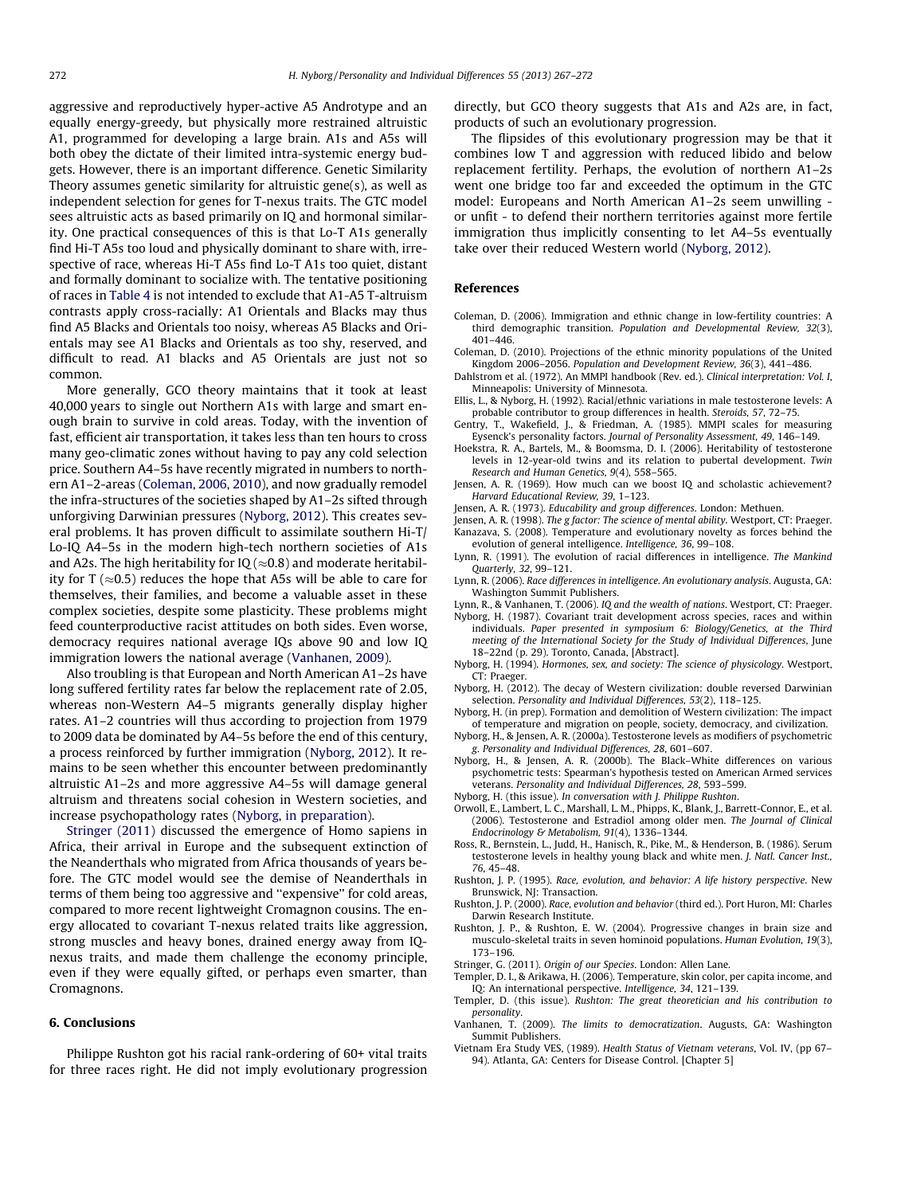aggressive and reproductively hyper-active A5 Androtype and an equally energy-greedy, but physically more restrained altruistic A1, programmed for developing a large brain. A1s and A5s will both obey the dictate of their limited intra-systemic energy budgets. However, there is an important difference. Genetic Similarity Theory assumes genetic similarity for altruistic gene(s), as well as independent selection for genes for T-nexus traits. The GTC model sees altruistic acts as based primarily on IQ and hormonal similarity. One practical consequences of this is that Lo-T A1s generally find Hi-T A5s too loud and physically dominant to share with, irrespective of race, whereas Hi-T A5s find Lo-T A1s too quiet, distant and formally dominant to socialize with. The tentative positioning of races in Table 4 is not intended to exclude that A1-A5 T-altruism contrasts apply cross-racially: A1 Orientals and Blacks may thus find A5 Blacks and Orientals too noisy, whereas A5 Blacks and Orientals may see A1 Blacks and Orientals as too shy, reserved, and difficult to read. A1 blacks and A5 Orientals are just not so common.

More generally, GCO theory maintains that it took at least 40,000 years to single out Northern A1s with large and smart enough brain to survive in cold areas. Today, with the invention of fast, efficient air transportation, it takes less than ten hours to cross many geo-climatic zones without having to pay any cold selection price. Southern A4–5s have recently migrated in numbers to northern A1–2-areas (Coleman, 2006, 2010), and now gradually remodel the infra-structures of the societies shaped by A1–2s sifted through unforgiving Darwinian pressures (Nyborg, 2012). This creates several problems. It has proven difficult to assimilate southern Hi-T/Lo-IQ A4–5s in the modern high-tech northern societies of A1s and A2s. The high heritability for IQ (≈0.8) and moderate heritability for T (≈0.5) reduces the hope that A5s will be able to care for themselves, their families, and become a valuable asset in these complex societies, despite some plasticity. These problems might feed counterproductive racist attitudes on both sides. Even worse, democracy requires national average IQs above 90 and low IQ immigration lowers the national average (Vanhanen, 2009).

Also troubling is that European and North American A1–2s have long suffered fertility rates far below the replacement rate of 2.05, whereas non-Western A4–5 migrants generally display higher rates. A1–2 countries will thus according to projection from 1979 to 2009 data be dominated by A4–5s before the end of this century, a process reinforced by further immigration (Nyborg, 2012). It remains to be seen whether this encounter between predominantly altruistic A1–2s and more aggressive A4–5s will damage general altruism and threatens social cohesion in Western societies, and increase psychopathology rates (Nyborg, in preparation).

Stringer (2011) discussed the emergence of Homo sapiens in Africa, their arrival in Europe and the subsequent extinction of the Neanderthals who migrated from Africa thousands of years before. The GTC model would see the demise of Neanderthals in terms of them being too aggressive and "expensive" for cold areas, compared to more recent lightweight Cromagnon cousins. The energy allocated to covariant T-nexus related traits like aggression, strong muscles and heavy bones, drained energy away from IQ-nexus traits, and made them challenge the economy principle, even if they were equally gifted, or perhaps even smarter, than Cromagnons.

## 6. Conclusions

Philippe Rushton got his racial rank-ordering of 60+ vital traits for three races right. He did not imply evolutionary progression directly, but GCO theory suggests that A1s and A2s are, in fact, products of such an evolutionary progression.

The flipsides of this evolutionary progression may be that it combines low T and aggression with reduced libido and below replacement fertility. Perhaps, the evolution of northern A1–2s went one bridge too far and exceeded the optimum in the GTC model: Europeans and North American A1–2s seem unwilling - or unfit - to defend their northern territories against more fertile immigration thus implicitly consenting to let A4–5s eventually take over their reduced Western world (Nyborg, 2012).

## References

- Coleman, D. (2006). Immigration and ethnic change in low-fertility countries: A third demographic transition. *Population and Developmental Review, 32*(3), 401–446.
- Coleman, D. (2010). Projections of the ethnic minority populations of the United Kingdom 2006–2056. *Population and Development Review, 36*(3), 441–486.
- Dahlstrom et al. (1972). An MMPI handbook (Rev. ed.). *Clinical interpretation: Vol. I*, Minneapolis: University of Minnesota.
- Ellis, L., & Nyborg, H. (1992). Racial/ethnic variations in male testosterone levels: A probable contributor to group differences in health. *Steroids, 57*, 72–75.
- Gentry, T., Wakefield, J., & Friedman, A. (1985). MMPI scales for measuring Eysenck's personality factors. *Journal of Personality Assessment, 49*, 146–149.
- Hoekstra, R. A., Bartels, M., & Boomsma, D. I. (2006). Heritability of testosterone levels in 12-year-old twins and its relation to pubertal development. *Twin Research and Human Genetics, 9*(4), 558–565.
- Jensen, A. R. (1969). How much can we boost IQ and scholastic achievement? *Harvard Educational Review, 39*, 1–123.
- Jensen, A. R. (1973). *Educability and group differences*. London: Methuen.
- Jensen, A. R. (1998). *The g factor: The science of mental ability*. Westport, CT: Praeger.
- Kanazava, S. (2008). Temperature and evolutionary novelty as forces behind the evolution of general intelligence. *Intelligence, 36*, 99–108.
- Lynn, R. (1991). The evolution of racial differences in intelligence. *The Mankind Quarterly, 32*, 99–121.
- Lynn, R. (2006). *Race differences in intelligence. An evolutionary analysis*. Augusta, GA: Washington Summit Publishers.
- Lynn, R., & Vanhanen, T. (2006). *IQ and the wealth of nations*. Westport, CT: Praeger.
- Nyborg, H. (1987). Covariant trait development across species, races and within individuals. *Paper presented in symposium 6: Biology/Genetics, at the Third meeting of the International Society for the Study of Individual Differences*, June 18–22nd (p. 29). Toronto, Canada, [Abstract].
- Nyborg, H. (1994). *Hormones, sex, and society: The science of physicology*. Westport, CT: Praeger.
- Nyborg, H. (2012). The decay of Western civilization: double reversed Darwinian selection. *Personality and Individual Differences, 53*(2), 118–125.
- Nyborg, H. (in prep). Formation and demolition of Western civilization: The impact of temperature and migration on people, society, democracy, and civilization.
- Nyborg, H., & Jensen, A. R. (2000a). Testosterone levels as modifiers of psychometric g. *Personality and Individual Differences, 28*, 601–607.
- Nyborg, H., & Jensen, A. R. (2000b). The Black–White differences on various psychometric tests: Spearman's hypothesis tested on American Armed services veterans. *Personality and Individual Differences, 28*, 593–599.
- Nyborg, H. (this issue). *In conversation with J. Philippe Rushton*.
- Orwoll, E., Lambert, L. C., Marshall, L. M., Phipps, K., Blank, J., Barrett-Connor, E., et al. (2006). Testosterone and Estradiol among older men. *The Journal of Clinical Endocrinology & Metabolism, 91*(4), 1336–1344.
- Ross, R., Bernstein, L., Judd, H., Hanisch, R., Pike, M., & Henderson, B. (1986). Serum testosterone levels in healthy young black and white men. *J. Natl. Cancer Inst., 76*, 45–48.
- Rushton, J. P. (1995). *Race, evolution, and behavior: A life history perspective*. New Brunswick, NJ: Transaction.
- Rushton, J. P. (2000). *Race, evolution and behavior* (third ed.). Port Huron, MI: Charles Darwin Research Institute.
- Rushton, J. P., & Rushton, E. W. (2004). Progressive changes in brain size and musculo-skeletal traits in seven hominoid populations. *Human Evolution, 19*(3), 173–196.
- Stringer, G. (2011). *Origin of our Species*. London: Allen Lane.
- Templer, D. I., & Arikawa, H. (2006). Temperature, skin color, per capita income, and IQ: An international perspective. *Intelligence, 34*, 121–139.
- Templer, D. (this issue). *Rushton: The great theoretician and his contribution to personality*.
- Vanhanen, T. (2009). *The limits to democratization*. Augusts, GA: Washington Summit Publishers.
- Vietnam Era Study VES, (1989). *Health Status of Vietnam veterans*, Vol. IV, (pp 67–94). Atlanta, GA: Centers for Disease Control. [Chapter 5]